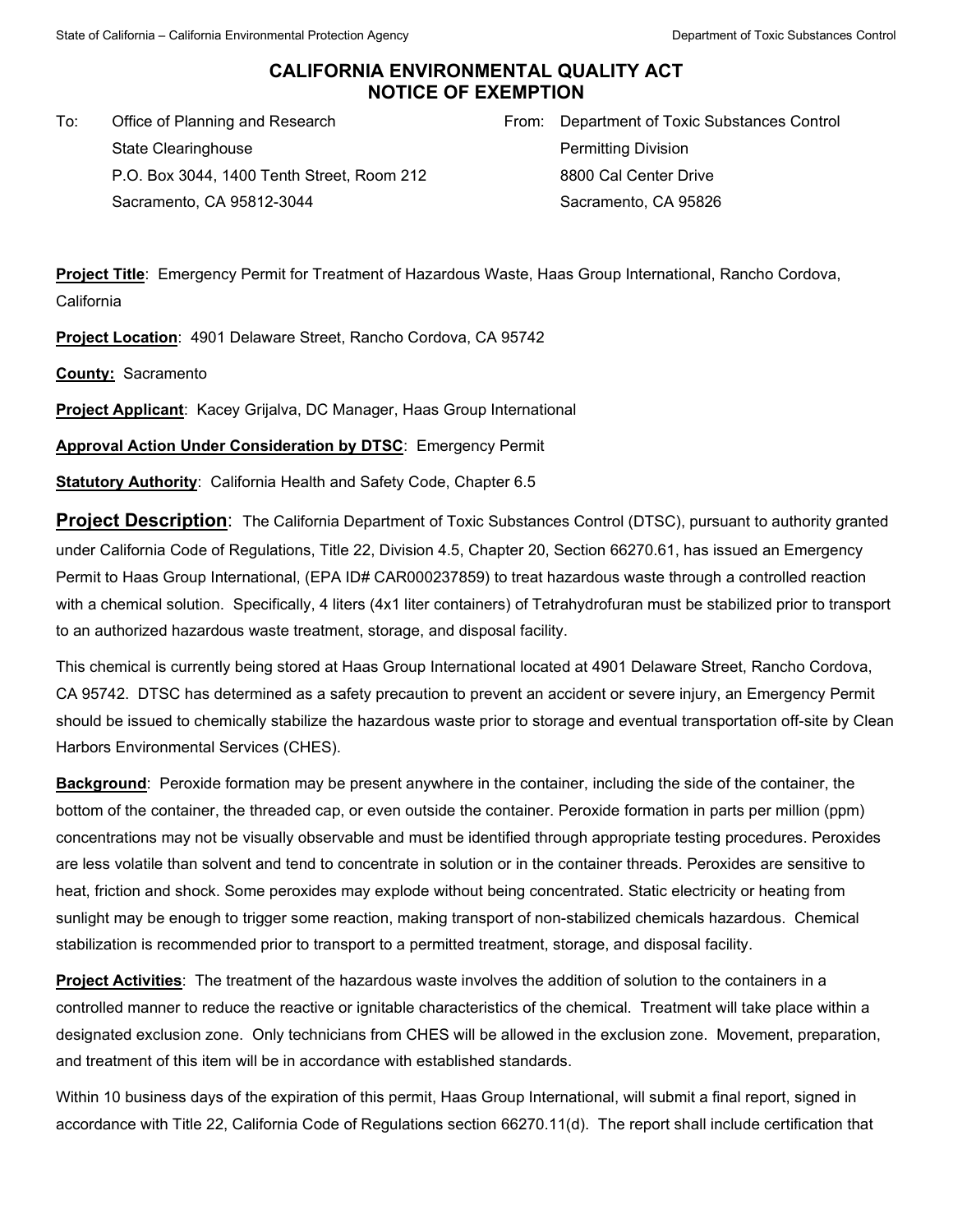# CALIFORNIA ENVIRONMENTAL QUALITY ACT
# NOTICE OF EXEMPTION

To: Office of Planning and Research
State Clearinghouse
P.O. Box 3044, 1400 Tenth Street, Room 212
Sacramento, CA 95812-3044

From: Department of Toxic Substances Control
Permitting Division
8800 Cal Center Drive
Sacramento, CA 95826

**Project Title**: Emergency Permit for Treatment of Hazardous Waste, Haas Group International, Rancho Cordova, California

**Project Location**: 4901 Delaware Street, Rancho Cordova, CA 95742

**County:** Sacramento

**Project Applicant**: Kacey Grijalva, DC Manager, Haas Group International

**Approval Action Under Consideration by DTSC**: Emergency Permit

**Statutory Authority**: California Health and Safety Code, Chapter 6.5

**Project Description**: The California Department of Toxic Substances Control (DTSC), pursuant to authority granted under California Code of Regulations, Title 22, Division 4.5, Chapter 20, Section 66270.61, has issued an Emergency Permit to Haas Group International, (EPA ID# CAR000237859) to treat hazardous waste through a controlled reaction with a chemical solution. Specifically, 4 liters (4x1 liter containers) of Tetrahydrofuran must be stabilized prior to transport to an authorized hazardous waste treatment, storage, and disposal facility.

This chemical is currently being stored at Haas Group International located at 4901 Delaware Street, Rancho Cordova, CA 95742. DTSC has determined as a safety precaution to prevent an accident or severe injury, an Emergency Permit should be issued to chemically stabilize the hazardous waste prior to storage and eventual transportation off-site by Clean Harbors Environmental Services (CHES).

**Background**: Peroxide formation may be present anywhere in the container, including the side of the container, the bottom of the container, the threaded cap, or even outside the container. Peroxide formation in parts per million (ppm) concentrations may not be visually observable and must be identified through appropriate testing procedures. Peroxides are less volatile than solvent and tend to concentrate in solution or in the container threads. Peroxides are sensitive to heat, friction and shock. Some peroxides may explode without being concentrated. Static electricity or heating from sunlight may be enough to trigger some reaction, making transport of non-stabilized chemicals hazardous. Chemical stabilization is recommended prior to transport to a permitted treatment, storage, and disposal facility.

**Project Activities**: The treatment of the hazardous waste involves the addition of solution to the containers in a controlled manner to reduce the reactive or ignitable characteristics of the chemical. Treatment will take place within a designated exclusion zone. Only technicians from CHES will be allowed in the exclusion zone. Movement, preparation, and treatment of this item will be in accordance with established standards.

Within 10 business days of the expiration of this permit, Haas Group International, will submit a final report, signed in accordance with Title 22, California Code of Regulations section 66270.11(d). The report shall include certification that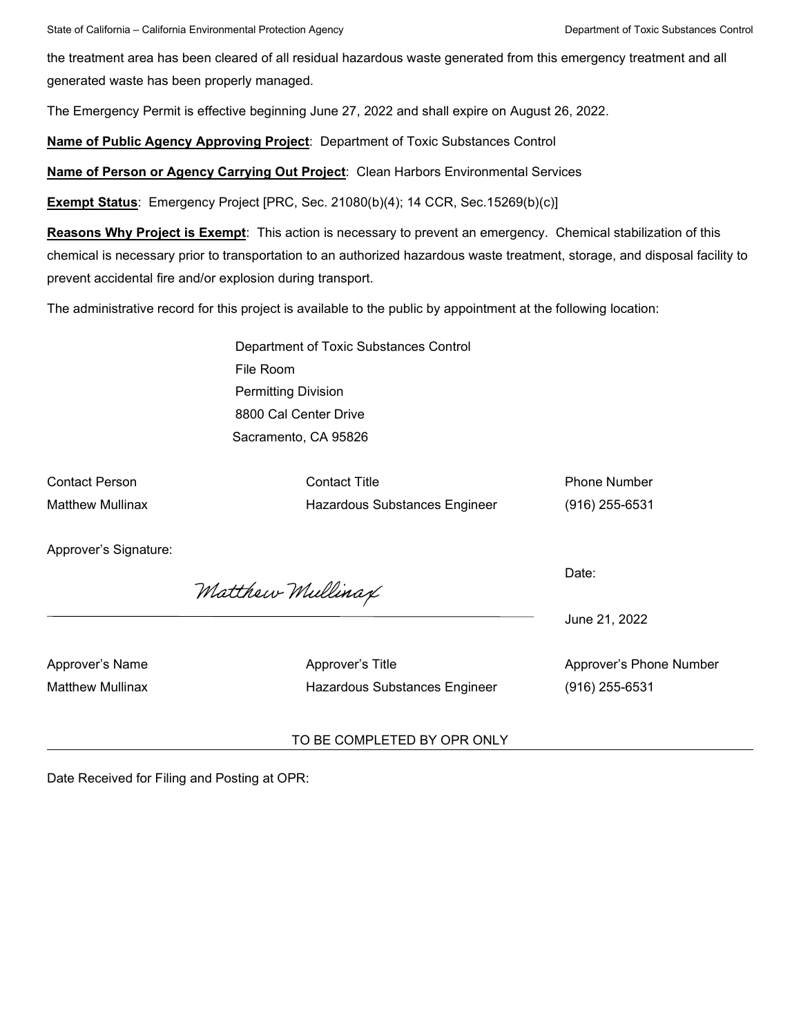the treatment area has been cleared of all residual hazardous waste generated from this emergency treatment and all generated waste has been properly managed.

The Emergency Permit is effective beginning June 27, 2022 and shall expire on August 26, 2022.

**Name of Public Agency Approving Project**: Department of Toxic Substances Control

**Name of Person or Agency Carrying Out Project**: Clean Harbors Environmental Services

**Exempt Status**: Emergency Project [PRC, Sec. 21080(b)(4); 14 CCR, Sec.15269(b)(c)]

**Reasons Why Project is Exempt**: This action is necessary to prevent an emergency. Chemical stabilization of this chemical is necessary prior to transportation to an authorized hazardous waste treatment, storage, and disposal facility to prevent accidental fire and/or explosion during transport.

The administrative record for this project is available to the public by appointment at the following location:

Department of Toxic Substances Control
File Room
Permitting Division
8800 Cal Center Drive
Sacramento, CA 95826

| Contact Person | Contact Title | Phone Number |
| --- | --- | --- |
| Matthew Mullinax | Hazardous Substances Engineer | (916) 255-6531 |

Approver's Signature: Matthew Mullinax

Date: June 21, 2022

| Approver's Name | Approver's Title | Approver's Phone Number |
| --- | --- | --- |
| Matthew Mullinax | Hazardous Substances Engineer | (916) 255-6531 |

TO BE COMPLETED BY OPR ONLY

Date Received for Filing and Posting at OPR: